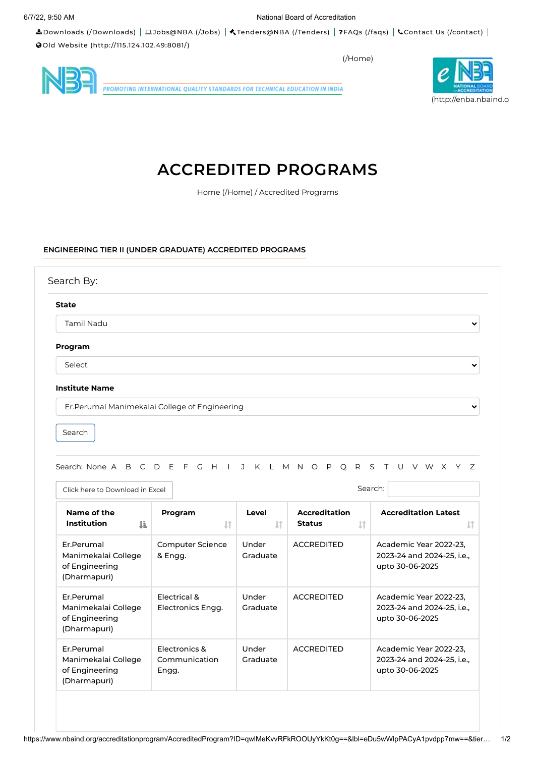Downloads (/Downloads) | Jobs@NBA (/Jobs) | Tenders@NBA (/Tenders) | ?FAQs (/faqs) | Contact Us (/contact) | Old Website (http://115.124.102.49:8081/)

(/Home)

PROMOTING INTERNATIONAL QUALITY STANDARDS FOR TECHNICAL EDUCATION IN INDIA

(http://enba.nbaind.o

# ACCREDITED PROGRAMS

Home (/Home) / Accredited Programs

## ENGINEERING TIER II (UNDER GRADUATE) ACCREDITED PROGRAMS

Search By:

**State**

Tamil Nadu

**Program**

Select

**Institute Name**

Er.Perumal Manimekalai College of Engineering

Search

Search: None A B C D E F G H I J K L M N O P Q R S T U V W X Y Z

Click here to Download in Excel

Search:

| Name of the Institution | Program | Level | Accreditation Status | Accreditation Latest |
|---|---|---|---|---|
| Er.Perumal Manimekalai College of Engineering (Dharmapuri) | Computer Science & Engg. | Under Graduate | ACCREDITED | Academic Year 2022-23, 2023-24 and 2024-25, i.e., upto 30-06-2025 |
| Er.Perumal Manimekalai College of Engineering (Dharmapuri) | Electrical & Electronics Engg. | Under Graduate | ACCREDITED | Academic Year 2022-23, 2023-24 and 2024-25, i.e., upto 30-06-2025 |
| Er.Perumal Manimekalai College of Engineering (Dharmapuri) | Electronics & Communication Engg. | Under Graduate | ACCREDITED | Academic Year 2022-23, 2023-24 and 2024-25, i.e., upto 30-06-2025 |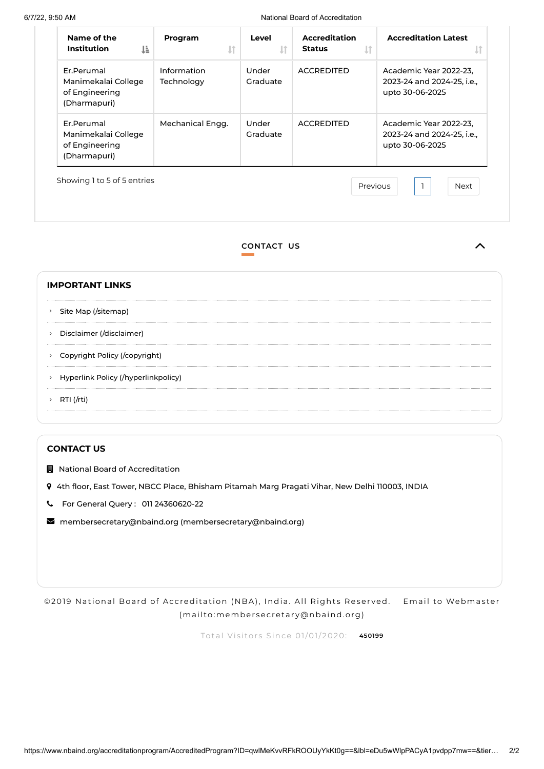| Name of the Institution | Program | Level | Accreditation Status | Accreditation Latest |
|---|---|---|---|---|
| Er.Perumal Manimekalai College of Engineering (Dharmapuri) | Information Technology | Under Graduate | ACCREDITED | Academic Year 2022-23, 2023-24 and 2024-25, i.e., upto 30-06-2025 |
| Er.Perumal Manimekalai College of Engineering (Dharmapuri) | Mechanical Engg. | Under Graduate | ACCREDITED | Academic Year 2022-23, 2023-24 and 2024-25, i.e., upto 30-06-2025 |

Showing 1 to 5 of 5 entries

Previous 1 Next

CONTACT US

## IMPORTANT LINKS

- Site Map (/sitemap)
- Disclaimer (/disclaimer)
- Copyright Policy (/copyright)
- Hyperlink Policy (/hyperlinkpolicy)
- RTI (/rti)

## CONTACT US

National Board of Accreditation

4th floor, East Tower, NBCC Place, Bhisham Pitamah Marg Pragati Vihar, New Delhi 110003, INDIA

For General Query : 011 24360620-22

membersecretary@nbaind.org (membersecretary@nbaind.org)

©2019 National Board of Accreditation (NBA), India. All Rights Reserved. Email to Webmaster (mailto:membersecretary@nbaind.org)

Total Visitors Since 01/01/2020: 450199